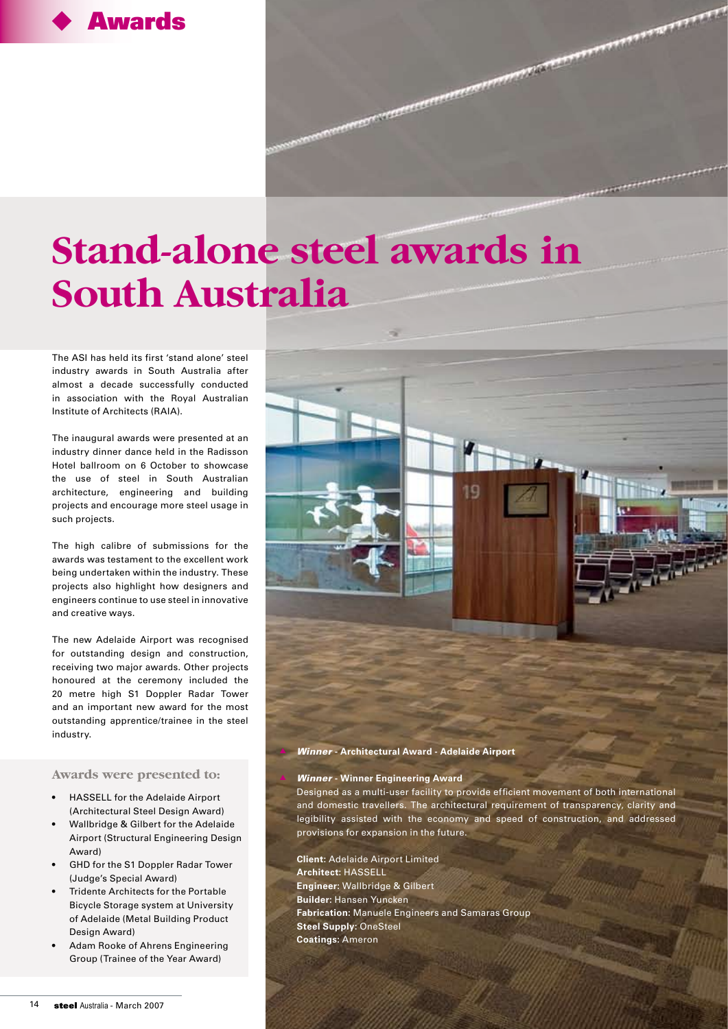Awards

# Stand-alone steel awards in South Australia

The ASI has held its first 'stand alone' steel industry awards in South Australia after almost a decade successfully conducted in association with the Royal Australian Institute of Architects (RAIA).

The inaugural awards were presented at an industry dinner dance held in the Radisson Hotel ballroom on 6 October to showcase the use of steel in South Australian architecture, engineering and building projects and encourage more steel usage in such projects.

The high calibre of submissions for the awards was testament to the excellent work being undertaken within the industry. These projects also highlight how designers and engineers continue to use steel in innovative and creative ways.

The new Adelaide Airport was recognised for outstanding design and construction, receiving two major awards. Other projects honoured at the ceremony included the 20 metre high S1 Doppler Radar Tower and an important new award for the most outstanding apprentice/trainee in the steel industry.

### Awards were presented to:

- HASSELL for the Adelaide Airport (Architectural Steel Design Award)
- Wallbridge & Gilbert for the Adelaide Airport (Structural Engineering Design Award)
- GHD for the S1 Doppler Radar Tower (Judge's Special Award)
- Tridente Architects for the Portable Bicycle Storage system at University of Adelaide (Metal Building Product Design Award)
- Adam Rooke of Ahrens Engineering Group (Trainee of the Year Award)

***Winner*** **- Architectural Award - Adelaide Airport**

***Winner*** **- Winner Engineering Award**

Designed as a multi-user facility to provide efficient movement of both international and domestic travellers. The architectural requirement of transparency, clarity and legibility assisted with the economy and speed of construction, and addressed provisions for expansion in the future.

**Client:** Adelaide Airport Limited
**Architect:** HASSELL
**Engineer:** Wallbridge & Gilbert
**Builder:** Hansen Yuncken
**Fabrication:** Manuele Engineers and Samaras Group
**Steel Supply:** OneSteel
**Coatings:** Ameron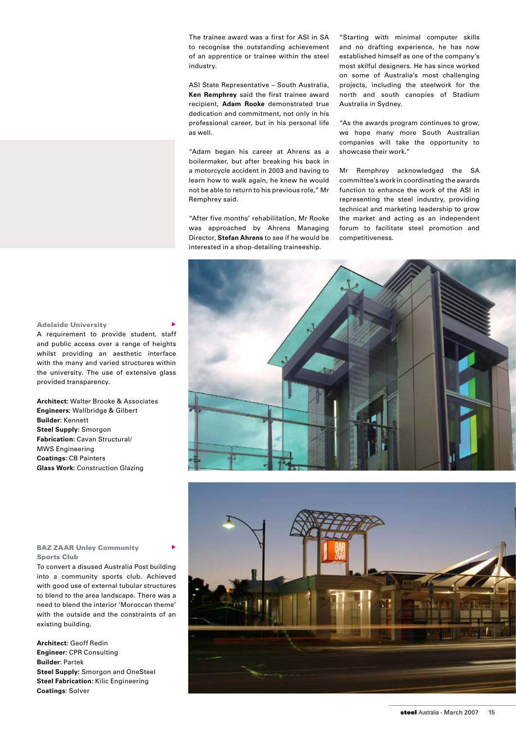The trainee award was a first for ASI in SA to recognise the outstanding achievement of an apprentice or trainee within the steel industry.

ASI State Representative – South Australia, **Ken Remphrey** said the first trainee award recipient, **Adam Rooke** demonstrated true dedication and commitment, not only in his professional career, but in his personal life as well.

"Adam began his career at Ahrens as a boilermaker, but after breaking his back in a motorcycle accident in 2003 and having to learn how to walk again, he knew he would not be able to return to his previous role," Mr Remphrey said.

"After five months' rehabilitation, Mr Rooke was approached by Ahrens Managing Director, **Stefan Ahrens** to see if he would be interested in a shop-detailing traineeship.

"Starting with minimal computer skills and no drafting experience, he has now established himself as one of the company's most skilful designers. He has since worked on some of Australia's most challenging projects, including the steelwork for the north and south canopies of Stadium Australia in Sydney.

"As the awards program continues to grow, we hope many more South Australian companies will take the opportunity to showcase their work."

Mr Remphrey acknowledged the SA committee's work in coordinating the awards function to enhance the work of the ASI in representing the steel industry, providing technical and marketing leadership to grow the market and acting as an independent forum to facilitate steel promotion and competitiveness.

**Adelaide University**

A requirement to provide student, staff and public access over a range of heights whilst providing an aesthetic interface with the many and varied structures within the university. The use of extensive glass provided transparency.

**Architect:** Walter Brooke & Associates
**Engineers:** Wallbridge & Gilbert
**Builder:** Kennett
**Steel Supply:** Smorgon
**Fabrication:** Cavan Structural/ MWS Engineering
**Coatings:** CB Painters
**Glass Work:** Construction Glazing

**BAZ ZAAR Unley Community Sports Club**

To convert a disused Australia Post building into a community sports club. Achieved with good use of external tubular structures to blend to the area landscape. There was a need to blend the interior 'Moroccan theme' with the outside and the constraints of an existing building.

**Architect:** Geoff Redin
**Engineer:** CPR Consulting
**Builder:** Partek
**Steel Supply:** Smorgon and OneSteel
**Steel Fabrication:** Kilic Engineering
**Coatings:** Solver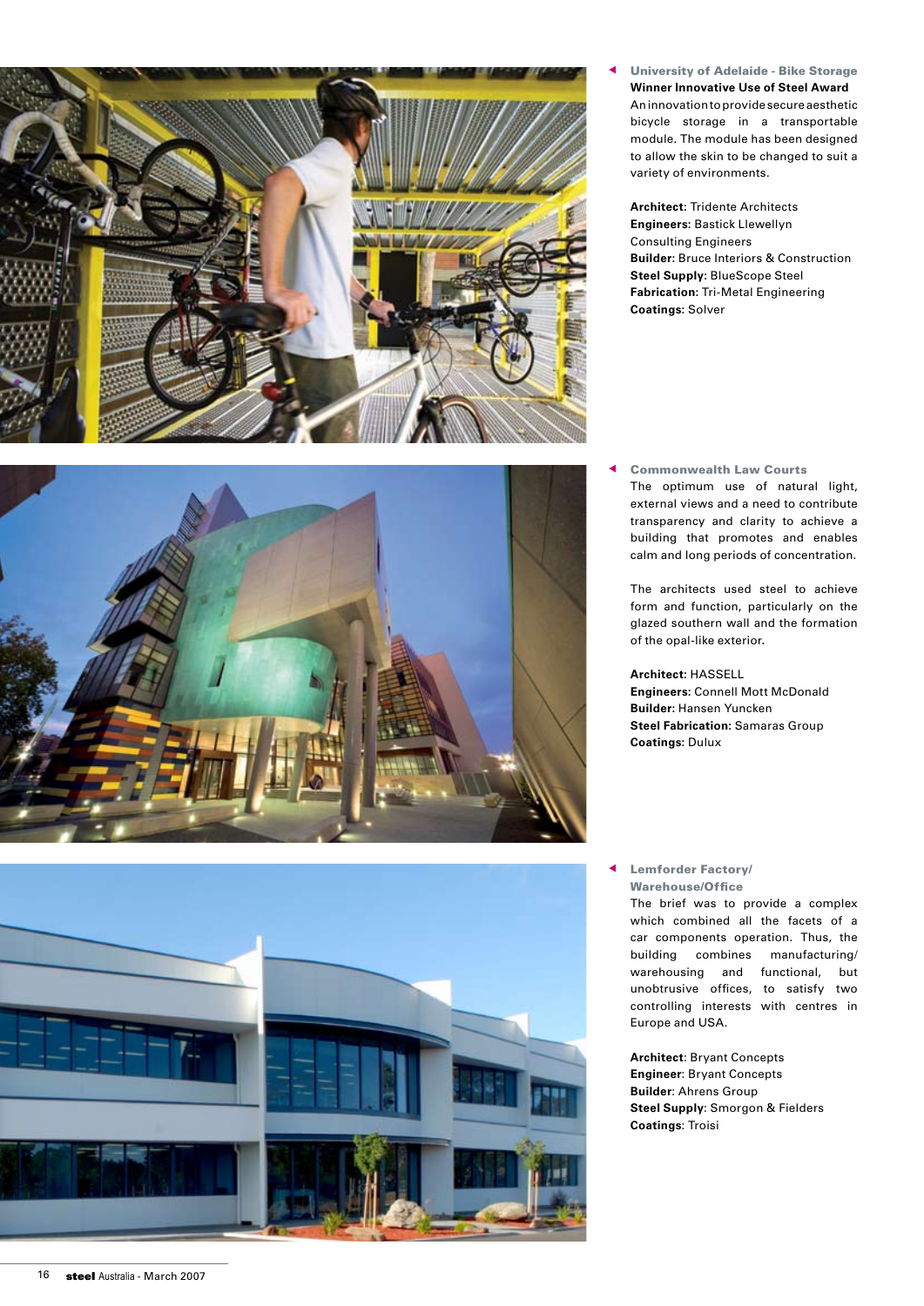### University of Adelaide - Bike Storage

**Winner Innovative Use of Steel Award**

An innovation to provide secure aesthetic bicycle storage in a transportable module. The module has been designed to allow the skin to be changed to suit a variety of environments.

**Architect:** Tridente Architects
**Engineers:** Bastick Llewellyn Consulting Engineers
**Builder:** Bruce Interiors & Construction
**Steel Supply:** BlueScope Steel
**Fabrication:** Tri-Metal Engineering
**Coatings:** Solver

### Commonwealth Law Courts

The optimum use of natural light, external views and a need to contribute transparency and clarity to achieve a building that promotes and enables calm and long periods of concentration.

The architects used steel to achieve form and function, particularly on the glazed southern wall and the formation of the opal-like exterior.

**Architect:** HASSELL
**Engineers:** Connell Mott McDonald
**Builder:** Hansen Yuncken
**Steel Fabrication:** Samaras Group
**Coatings:** Dulux

### Lemforder Factory/Warehouse/Office

The brief was to provide a complex which combined all the facets of a car components operation. Thus, the building combines manufacturing/warehousing and functional, but unobtrusive offices, to satisfy two controlling interests with centres in Europe and USA.

**Architect**: Bryant Concepts
**Engineer**: Bryant Concepts
**Builder**: Ahrens Group
**Steel Supply**: Smorgon & Fielders
**Coatings**: Troisi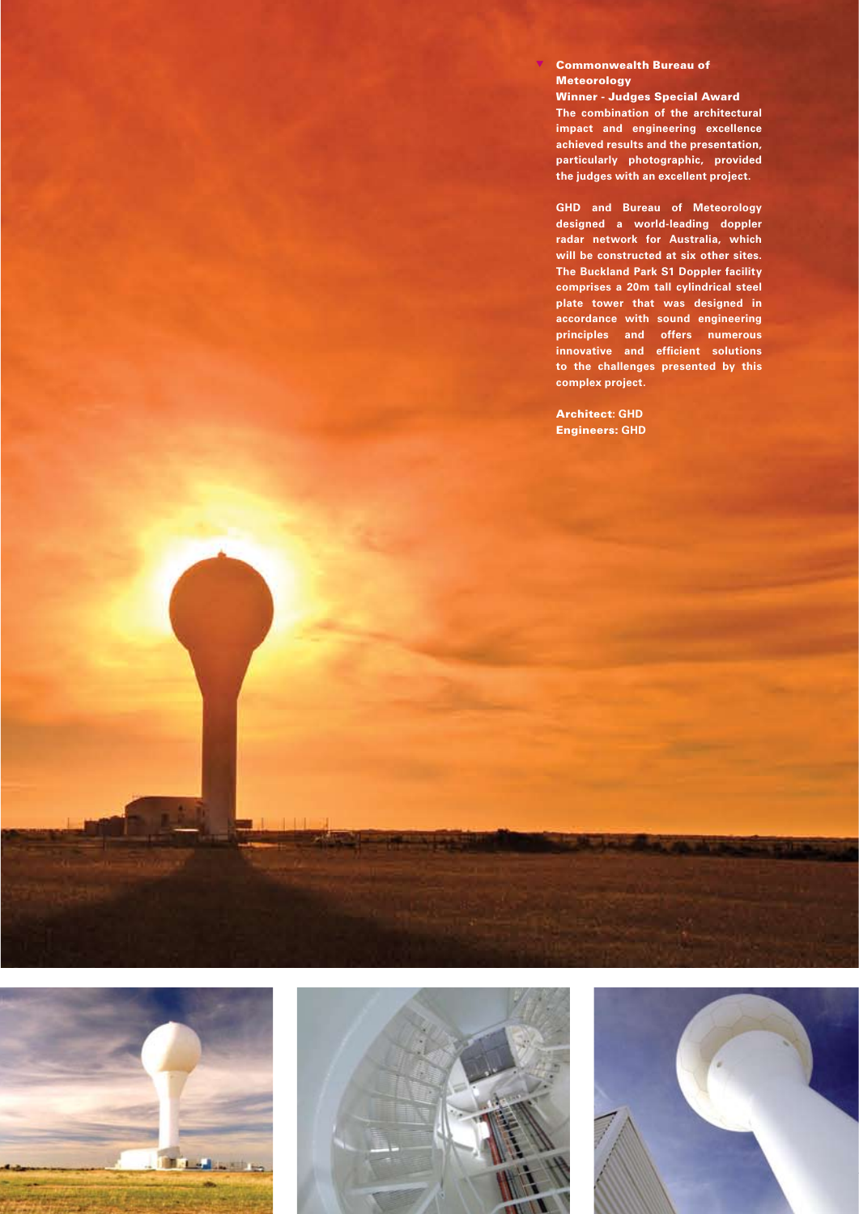**Commonwealth Bureau of Meteorology**

**Winner - Judges Special Award**

**The combination of the architectural impact and engineering excellence achieved results and the presentation, particularly photographic, provided the judges with an excellent project.**

**GHD and Bureau of Meteorology designed a world-leading doppler radar network for Australia, which will be constructed at six other sites. The Buckland Park S1 Doppler facility comprises a 20m tall cylindrical steel plate tower that was designed in accordance with sound engineering principles and offers numerous innovative and efficient solutions to the challenges presented by this complex project.**

**Architect**: GHD

**Engineers:** GHD